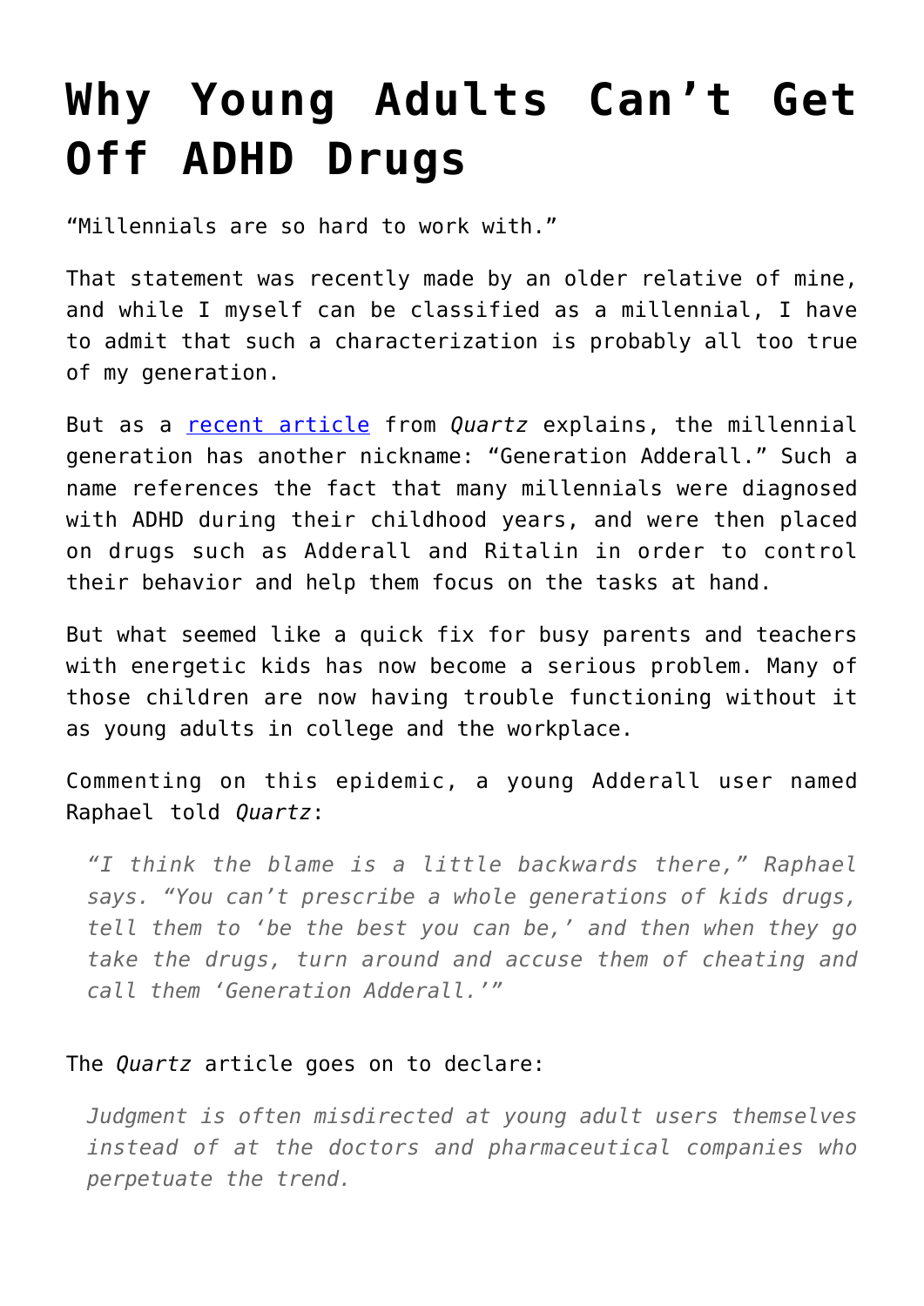# Why Young Adults Can't Get Off ADHD Drugs

"Millennials are so hard to work with."

That statement was recently made by an older relative of mine, and while I myself can be classified as a millennial, I have to admit that such a characterization is probably all too true of my generation.

But as a [recent article](#) from *Quartz* explains, the millennial generation has another nickname: "Generation Adderall." Such a name references the fact that many millennials were diagnosed with ADHD during their childhood years, and were then placed on drugs such as Adderall and Ritalin in order to control their behavior and help them focus on the tasks at hand.

But what seemed like a quick fix for busy parents and teachers with energetic kids has now become a serious problem. Many of those children are now having trouble functioning without it as young adults in college and the workplace.

Commenting on this epidemic, a young Adderall user named Raphael told *Quartz*:

> *"I think the blame is a little backwards there," Raphael says. "You can't prescribe a whole generations of kids drugs, tell them to 'be the best you can be,' and then when they go take the drugs, turn around and accuse them of cheating and call them 'Generation Adderall.'"*

The *Quartz* article goes on to declare:

> *Judgment is often misdirected at young adult users themselves instead of at the doctors and pharmaceutical companies who perpetuate the trend.*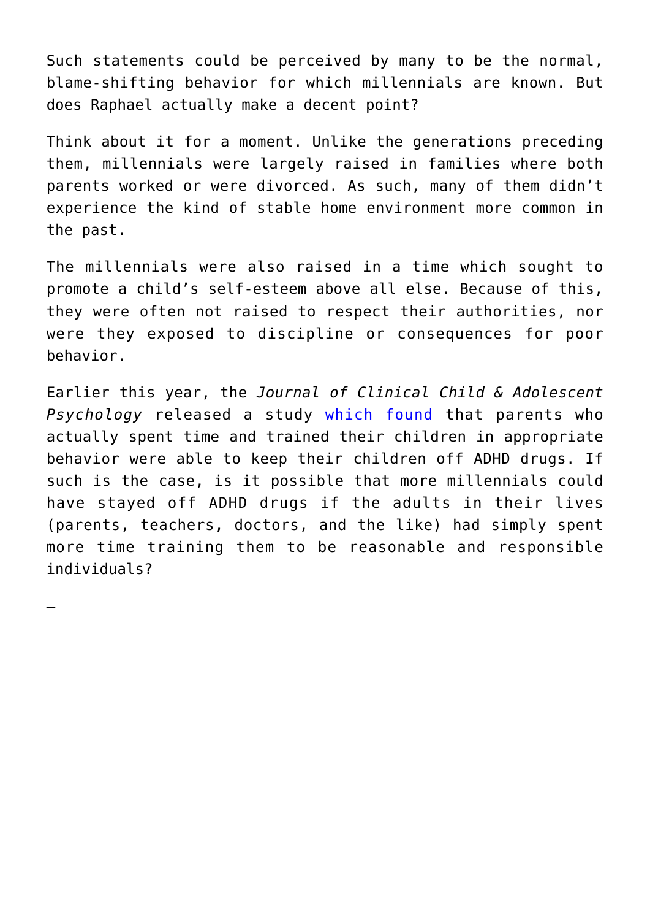Such statements could be perceived by many to be the normal, blame-shifting behavior for which millennials are known. But does Raphael actually make a decent point?

Think about it for a moment. Unlike the generations preceding them, millennials were largely raised in families where both parents worked or were divorced. As such, many of them didn't experience the kind of stable home environment more common in the past.

The millennials were also raised in a time which sought to promote a child's self-esteem above all else. Because of this, they were often not raised to respect their authorities, nor were they exposed to discipline or consequences for poor behavior.

Earlier this year, the *Journal of Clinical Child & Adolescent Psychology* released a study which found that parents who actually spent time and trained their children in appropriate behavior were able to keep their children off ADHD drugs. If such is the case, is it possible that more millennials could have stayed off ADHD drugs if the adults in their lives (parents, teachers, doctors, and the like) had simply spent more time training them to be reasonable and responsible individuals?

—